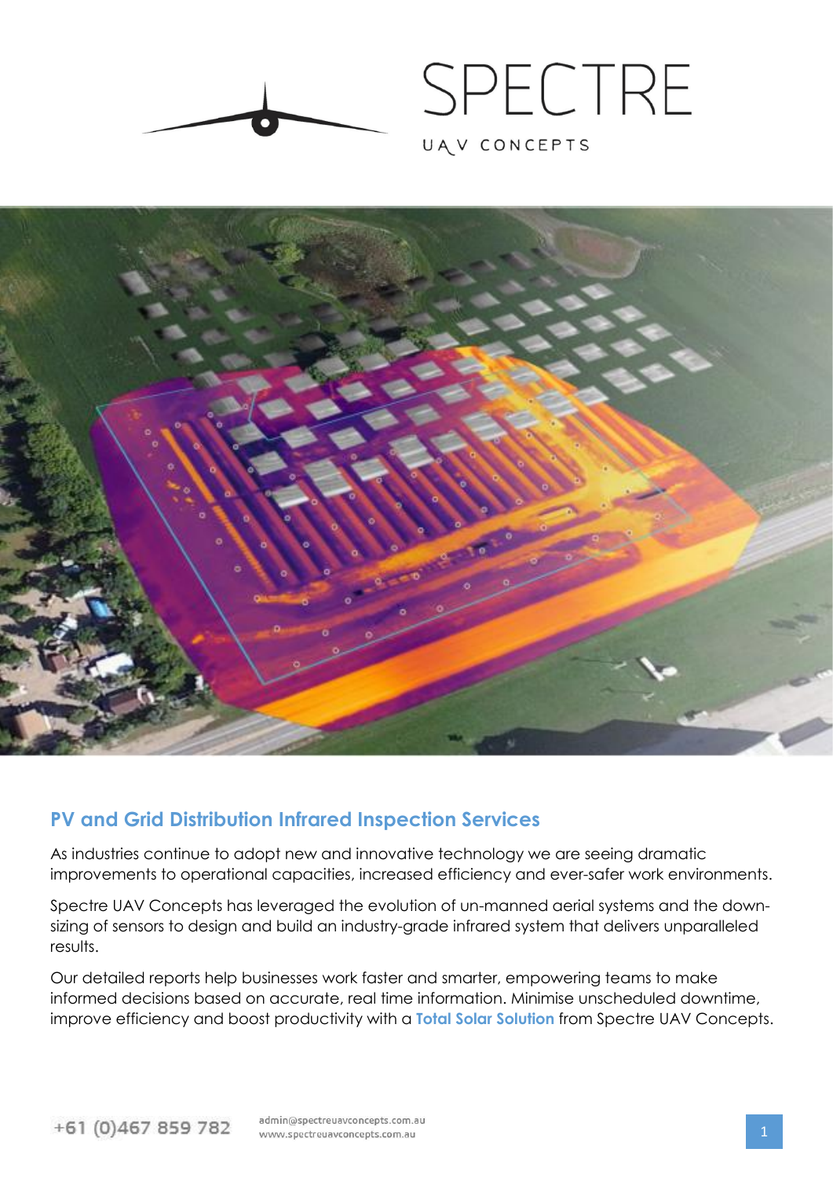# SPECTRE

UAV CONCEPTS

## PV and Grid Distribution Infrared Inspection Services

As industries continue to adopt new and innovative technology we are seeing dramatic improvements to operational capacities, increased efficiency and ever-safer work environments.

Spectre UAV Concepts has leveraged the evolution of un-manned aerial systems and the down-sizing of sensors to design and build an industry-grade infrared system that delivers unparalleled results.

Our detailed reports help businesses work faster and smarter, empowering teams to make informed decisions based on accurate, real time information. Minimise unscheduled downtime, improve efficiency and boost productivity with a **Total Solar Solution** from Spectre UAV Concepts.

+61 (0)467 859 782

admin@spectreuavconcepts.com.au
www.spectreuavconcepts.com.au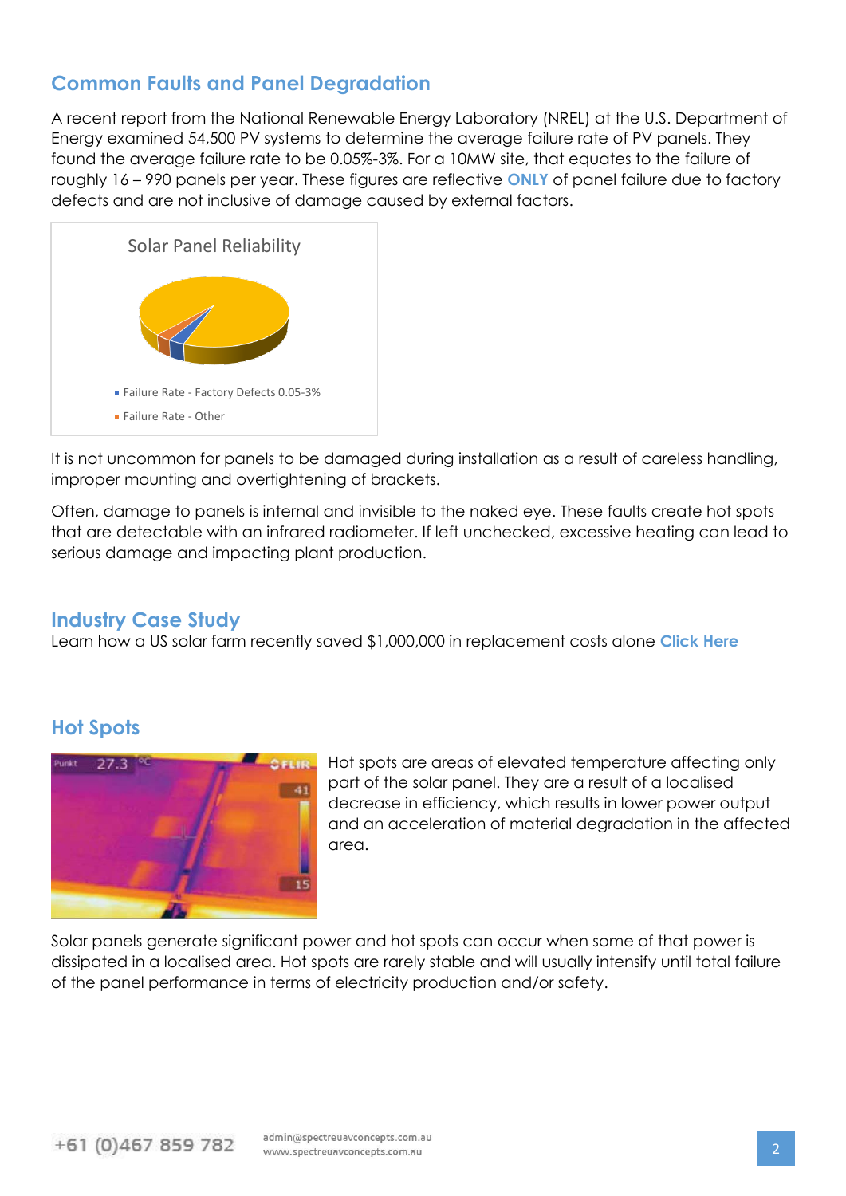## Common Faults and Panel Degradation

A recent report from the National Renewable Energy Laboratory (NREL) at the U.S. Department of Energy examined 54,500 PV systems to determine the average failure rate of PV panels. They found the average failure rate to be 0.05%-3%. For a 10MW site, that equates to the failure of roughly 16 – 990 panels per year. These figures are reflective **ONLY** of panel failure due to factory defects and are not inclusive of damage caused by external factors.

Solar Panel Reliability

- Failure Rate - Factory Defects 0.05-3%
- Failure Rate - Other

It is not uncommon for panels to be damaged during installation as a result of careless handling, improper mounting and overtightening of brackets.

Often, damage to panels is internal and invisible to the naked eye. These faults create hot spots that are detectable with an infrared radiometer. If left unchecked, excessive heating can lead to serious damage and impacting plant production.

## Industry Case Study

Learn how a US solar farm recently saved $1,000,000 in replacement costs alone **Click Here**

## Hot Spots

Hot spots are areas of elevated temperature affecting only part of the solar panel. They are a result of a localised decrease in efficiency, which results in lower power output and an acceleration of material degradation in the affected area.

Solar panels generate significant power and hot spots can occur when some of that power is dissipated in a localised area. Hot spots are rarely stable and will usually intensify until total failure of the panel performance in terms of electricity production and/or safety.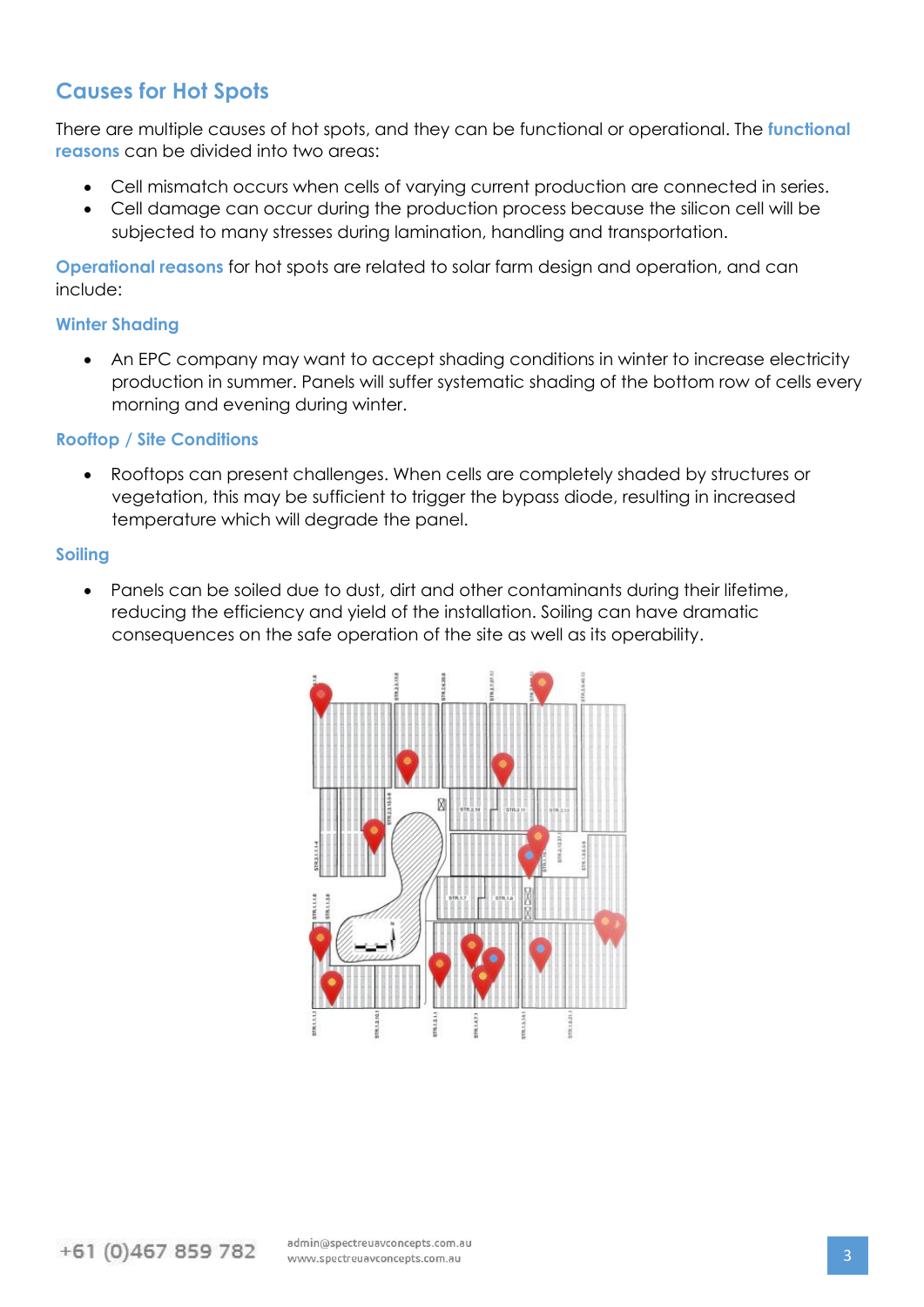## Causes for Hot Spots

There are multiple causes of hot spots, and they can be functional or operational. The **functional reasons** can be divided into two areas:

- Cell mismatch occurs when cells of varying current production are connected in series.
- Cell damage can occur during the production process because the silicon cell will be subjected to many stresses during lamination, handling and transportation.

**Operational reasons** for hot spots are related to solar farm design and operation, and can include:

### Winter Shading

- An EPC company may want to accept shading conditions in winter to increase electricity production in summer. Panels will suffer systematic shading of the bottom row of cells every morning and evening during winter.

### Rooftop / Site Conditions

- Rooftops can present challenges. When cells are completely shaded by structures or vegetation, this may be sufficient to trigger the bypass diode, resulting in increased temperature which will degrade the panel.

### Soiling

- Panels can be soiled due to dust, dirt and other contaminants during their lifetime, reducing the efficiency and yield of the installation. Soiling can have dramatic consequences on the safe operation of the site as well as its operability.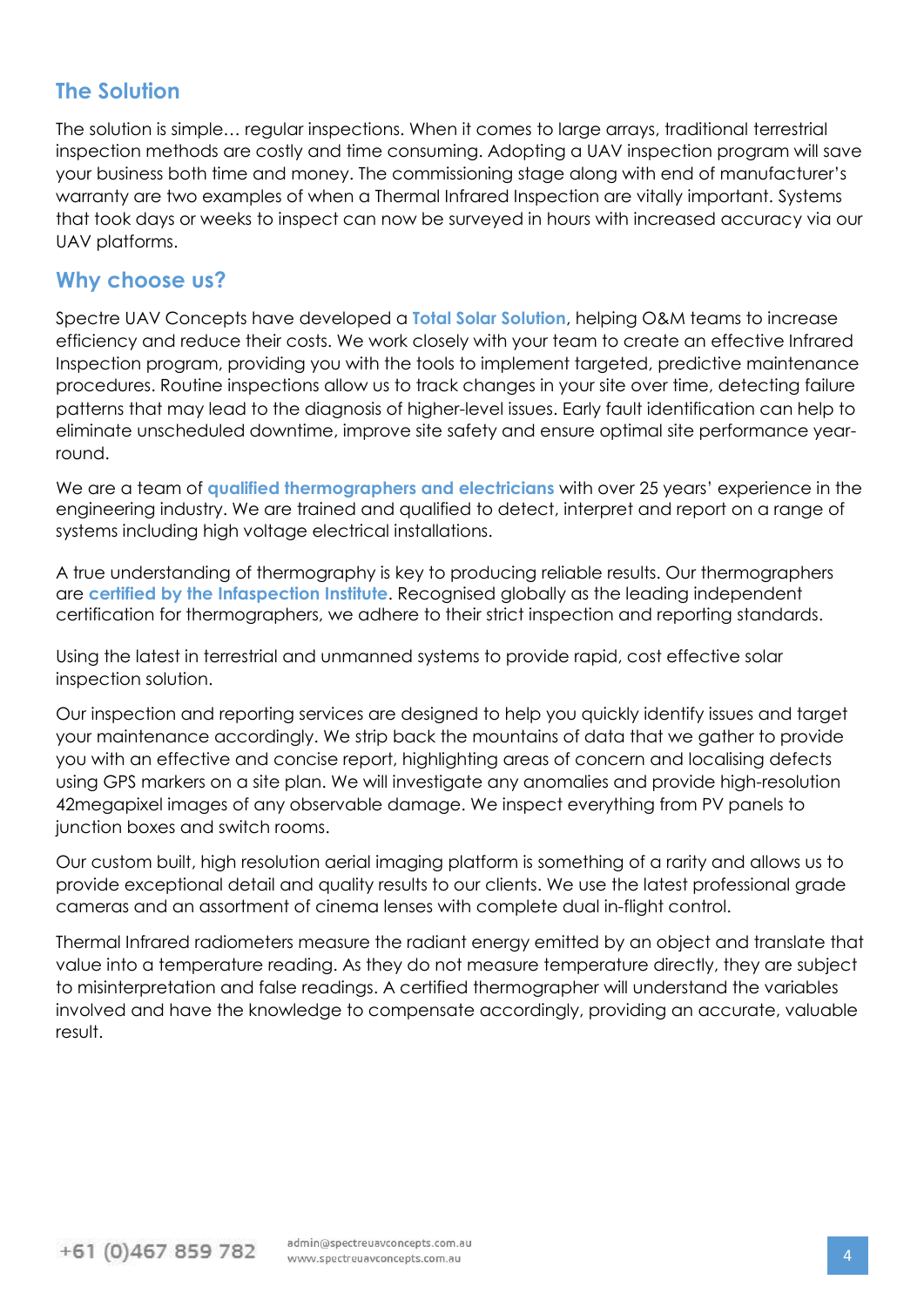## The Solution

The solution is simple… regular inspections. When it comes to large arrays, traditional terrestrial inspection methods are costly and time consuming. Adopting a UAV inspection program will save your business both time and money. The commissioning stage along with end of manufacturer's warranty are two examples of when a Thermal Infrared Inspection are vitally important. Systems that took days or weeks to inspect can now be surveyed in hours with increased accuracy via our UAV platforms.

## Why choose us?

Spectre UAV Concepts have developed a **Total Solar Solution**, helping O&M teams to increase efficiency and reduce their costs. We work closely with your team to create an effective Infrared Inspection program, providing you with the tools to implement targeted, predictive maintenance procedures. Routine inspections allow us to track changes in your site over time, detecting failure patterns that may lead to the diagnosis of higher-level issues. Early fault identification can help to eliminate unscheduled downtime, improve site safety and ensure optimal site performance year-round.

We are a team of **qualified thermographers and electricians** with over 25 years' experience in the engineering industry. We are trained and qualified to detect, interpret and report on a range of systems including high voltage electrical installations.

A true understanding of thermography is key to producing reliable results. Our thermographers are **certified by the Infaspection Institute**. Recognised globally as the leading independent certification for thermographers, we adhere to their strict inspection and reporting standards.

Using the latest in terrestrial and unmanned systems to provide rapid, cost effective solar inspection solution.

Our inspection and reporting services are designed to help you quickly identify issues and target your maintenance accordingly. We strip back the mountains of data that we gather to provide you with an effective and concise report, highlighting areas of concern and localising defects using GPS markers on a site plan. We will investigate any anomalies and provide high-resolution 42megapixel images of any observable damage. We inspect everything from PV panels to junction boxes and switch rooms.

Our custom built, high resolution aerial imaging platform is something of a rarity and allows us to provide exceptional detail and quality results to our clients. We use the latest professional grade cameras and an assortment of cinema lenses with complete dual in-flight control.

Thermal Infrared radiometers measure the radiant energy emitted by an object and translate that value into a temperature reading. As they do not measure temperature directly, they are subject to misinterpretation and false readings. A certified thermographer will understand the variables involved and have the knowledge to compensate accordingly, providing an accurate, valuable result.

+61 (0)467 859 782

admin@spectreuavconcepts.com.au
www.spectreuavconcepts.com.au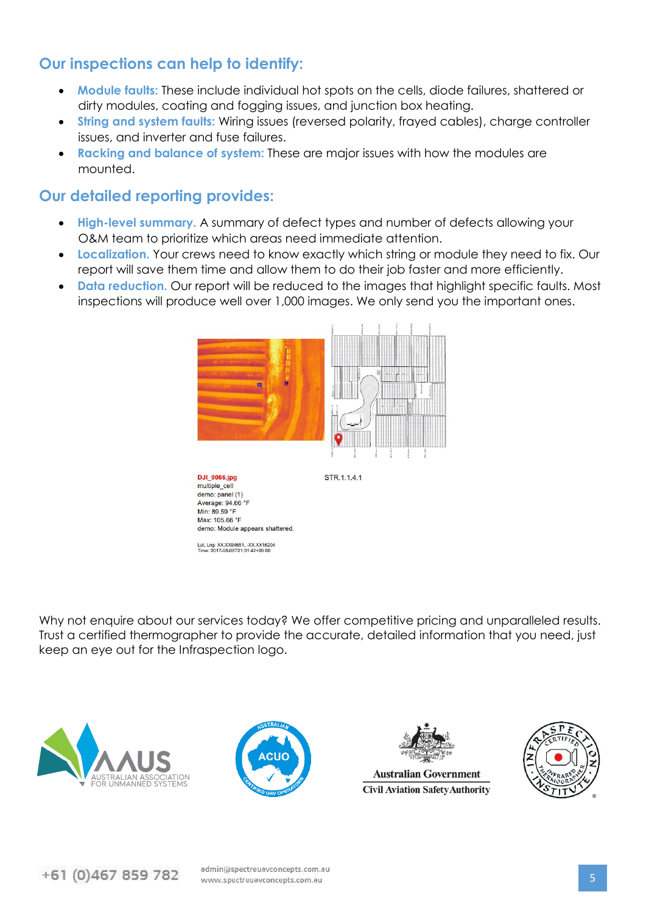## Our inspections can help to identify:

- **Module faults:** These include individual hot spots on the cells, diode failures, shattered or dirty modules, coating and fogging issues, and junction box heating.
- **String and system faults:** Wiring issues (reversed polarity, frayed cables), charge controller issues, and inverter and fuse failures.
- **Racking and balance of system:** These are major issues with how the modules are mounted.

## Our detailed reporting provides:

- **High-level summary.** A summary of defect types and number of defects allowing your O&M team to prioritize which areas need immediate attention.
- **Localization.** Your crews need to know exactly which string or module they need to fix. Our report will save them time and allow them to do their job faster and more efficiently.
- **Data reduction.** Our report will be reduced to the images that highlight specific faults. Most inspections will produce well over 1,000 images. We only send you the important ones.

DJI_0066.jpg
multiple_cell
demo: panel (1)
Average: 94.66 °F
Min: 89.59 °F
Max: 105.66 °F
demo: Module appears shattered.

Lat, Lng: XX.XX94651, -XX.XX16204
Time: 2017-08-08T21:31:42+00:00

STR.1.1.4.1

Why not enquire about our services today? We offer competitive pricing and unparalleled results. Trust a certified thermographer to provide the accurate, detailed information that you need, just keep an eye out for the Infraspection logo.

AAUS AUSTRALIAN ASSOCIATION FOR UNMANNED SYSTEMS

AUSTRALIAN ACUO CERTIFIED UAV OPERATORS

Australian Government
Civil Aviation Safety Authority

INFRASPECTION INSTITUTE CERTIFIED INFRARED THERMOGRAPHER

+61 (0)467 859 782

admin@spectreuavconcepts.com.au
www.spectreuavconcepts.com.au